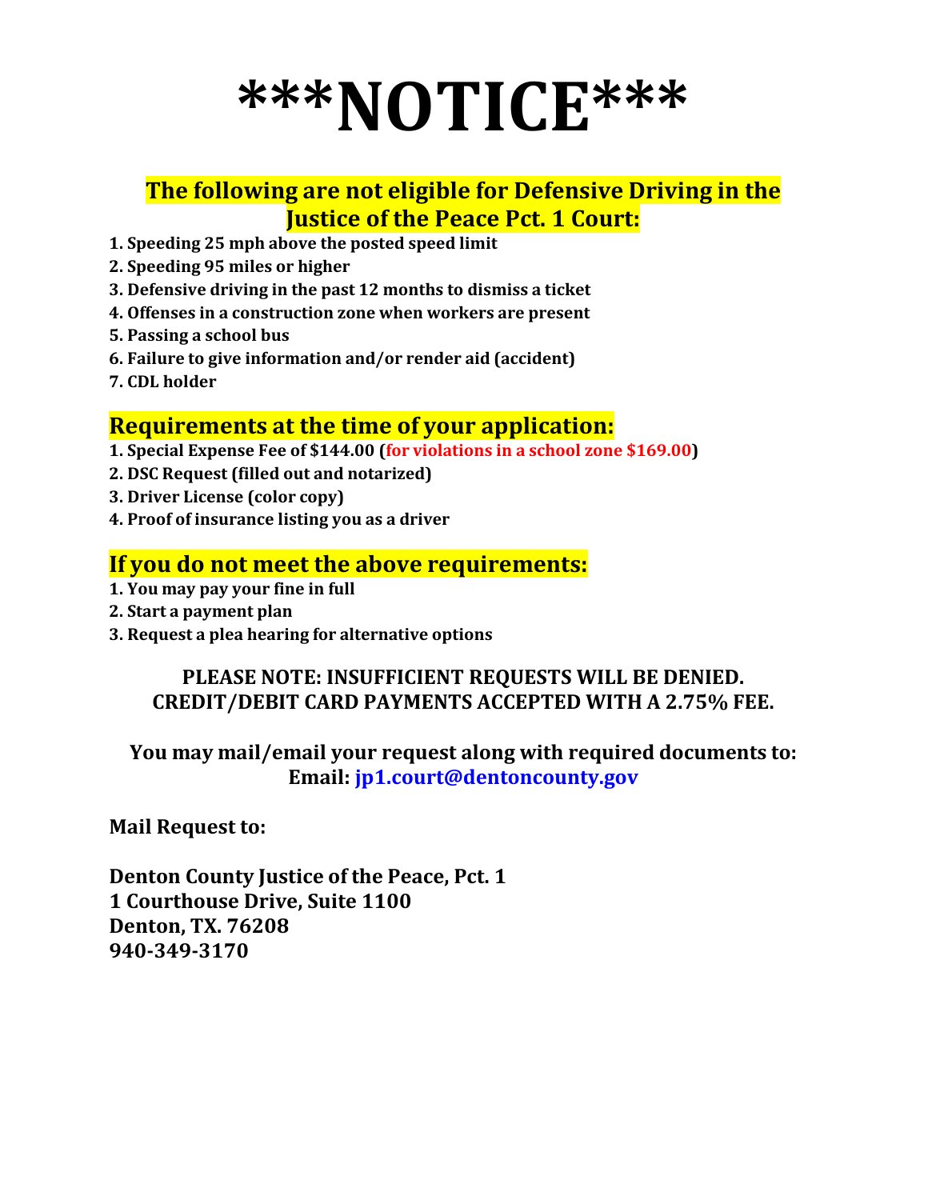# \*\*\*NOTICE\*\*\*

## The following are not eligible for Defensive Driving in the Justice of the Peace Pct. 1 Court:

1. **Speeding 25 mph above the posted speed limit**
2. **Speeding 95 miles or higher**
3. **Defensive driving in the past 12 months to dismiss a ticket**
4. **Offenses in a construction zone when workers are present**
5. **Passing a school bus**
6. **Failure to give information and/or render aid (accident)**
7. **CDL holder**

## Requirements at the time of your application:

1. **Special Expense Fee of $144.00 (for violations in a school zone $169.00)**
2. **DSC Request (filled out and notarized)**
3. **Driver License (color copy)**
4. **Proof of insurance listing you as a driver**

## If you do not meet the above requirements:

1. **You may pay your fine in full**
2. **Start a payment plan**
3. **Request a plea hearing for alternative options**

**PLEASE NOTE: INSUFFICIENT REQUESTS WILL BE DENIED.**
**CREDIT/DEBIT CARD PAYMENTS ACCEPTED WITH A 2.75% FEE.**

**You may mail/email your request along with required documents to:**
**Email: jp1.court@dentoncounty.gov**

**Mail Request to:**

**Denton County Justice of the Peace, Pct. 1**
**1 Courthouse Drive, Suite 1100**
**Denton, TX. 76208**
**940-349-3170**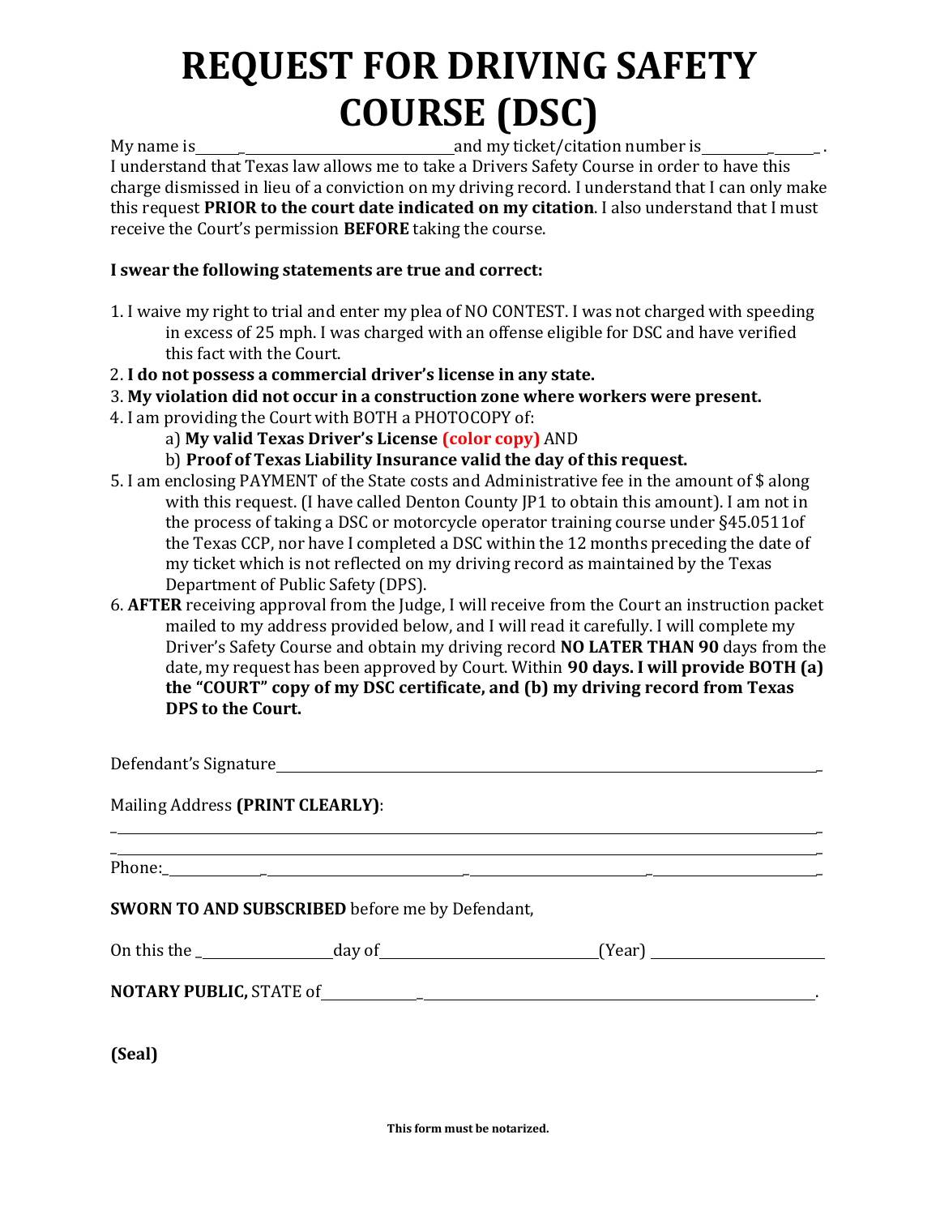# REQUEST FOR DRIVING SAFETY COURSE (DSC)

My name is ________________________________ and my ticket/citation number is ________________ .
I understand that Texas law allows me to take a Drivers Safety Course in order to have this charge dismissed in lieu of a conviction on my driving record. I understand that I can only make this request **PRIOR to the court date indicated on my citation**. I also understand that I must receive the Court's permission **BEFORE** taking the course.

**I swear the following statements are true and correct:**

1. I waive my right to trial and enter my plea of NO CONTEST. I was not charged with speeding in excess of 25 mph. I was charged with an offense eligible for DSC and have verified this fact with the Court.
2. **I do not possess a commercial driver's license in any state.**
3. **My violation did not occur in a construction zone where workers were present.**
4. I am providing the Court with BOTH a PHOTOCOPY of:
   a) **My valid Texas Driver's License (color copy)** AND
   b) **Proof of Texas Liability Insurance valid the day of this request.**
5. I am enclosing PAYMENT of the State costs and Administrative fee in the amount of $ along with this request. (I have called Denton County JP1 to obtain this amount). I am not in the process of taking a DSC or motorcycle operator training course under §45.0511of the Texas CCP, nor have I completed a DSC within the 12 months preceding the date of my ticket which is not reflected on my driving record as maintained by the Texas Department of Public Safety (DPS).
6. **AFTER** receiving approval from the Judge, I will receive from the Court an instruction packet mailed to my address provided below, and I will read it carefully. I will complete my Driver's Safety Course and obtain my driving record **NO LATER THAN 90** days from the date, my request has been approved by Court. Within **90 days. I will provide BOTH (a) the "COURT" copy of my DSC certificate, and (b) my driving record from Texas DPS to the Court.**

Defendant's Signature ____________________________________________

Mailing Address **(PRINT CLEARLY)**:

____________________________________________

____________________________________________

Phone: ____________________________________________

**SWORN TO AND SUBSCRIBED** before me by Defendant,

On this the ____________ day of ____________________ (Year) ______________

**NOTARY PUBLIC,** STATE of ____________________________________ .

**(Seal)**

**This form must be notarized.**